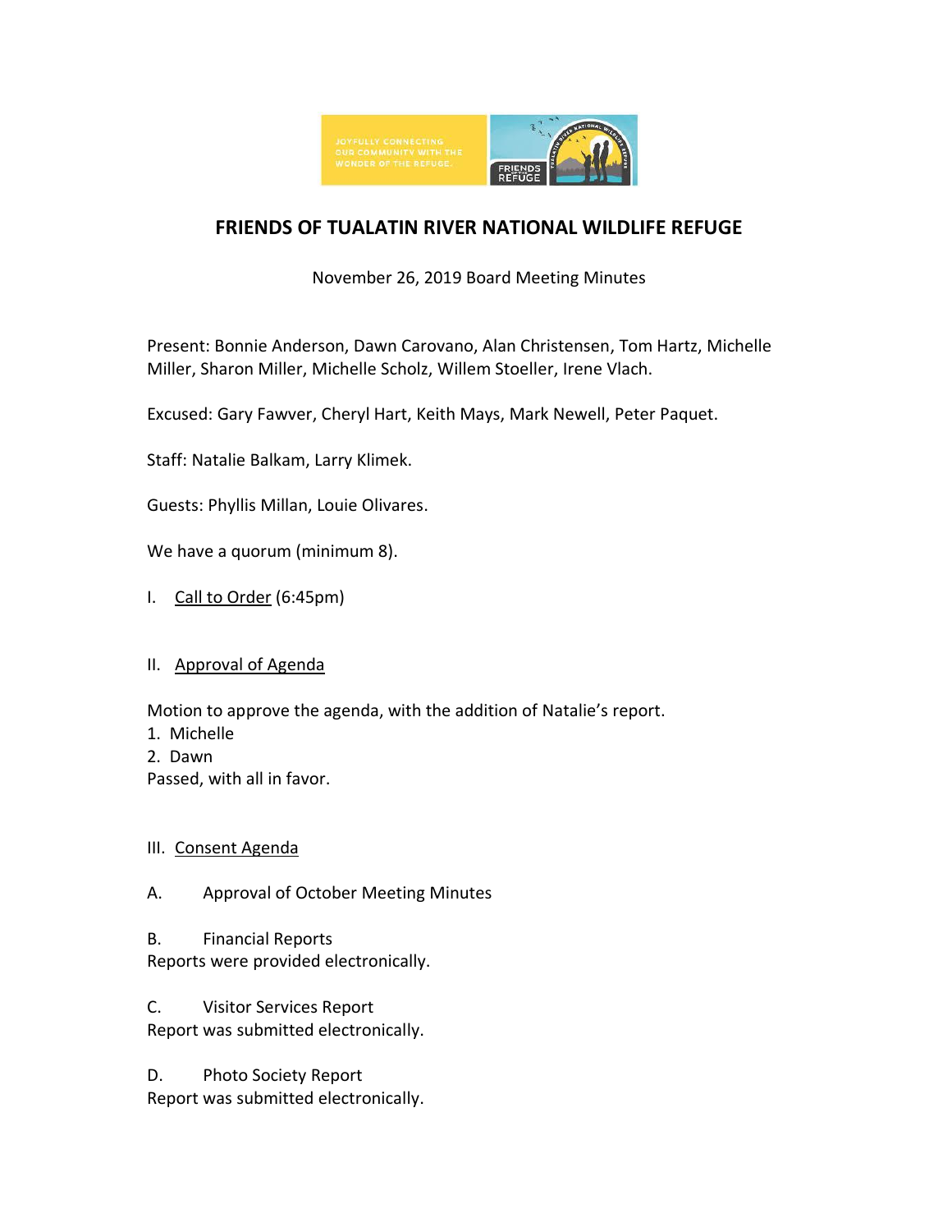# FRIENDS OF TUALATIN RIVER NATIONAL WILDLIFE REFUGE

November 26, 2019 Board Meeting Minutes

Present: Bonnie Anderson, Dawn Carovano, Alan Christensen, Tom Hartz, Michelle Miller, Sharon Miller, Michelle Scholz, Willem Stoeller, Irene Vlach.

Excused: Gary Fawver, Cheryl Hart, Keith Mays, Mark Newell, Peter Paquet.

Staff: Natalie Balkam, Larry Klimek.

Guests: Phyllis Millan, Louie Olivares.

We have a quorum (minimum 8).

I. Call to Order (6:45pm)

II. Approval of Agenda

Motion to approve the agenda, with the addition of Natalie's report.
1. Michelle
2. Dawn

Passed, with all in favor.

III. Consent Agenda

A. Approval of October Meeting Minutes

B. Financial Reports
Reports were provided electronically.

C. Visitor Services Report
Report was submitted electronically.

D. Photo Society Report
Report was submitted electronically.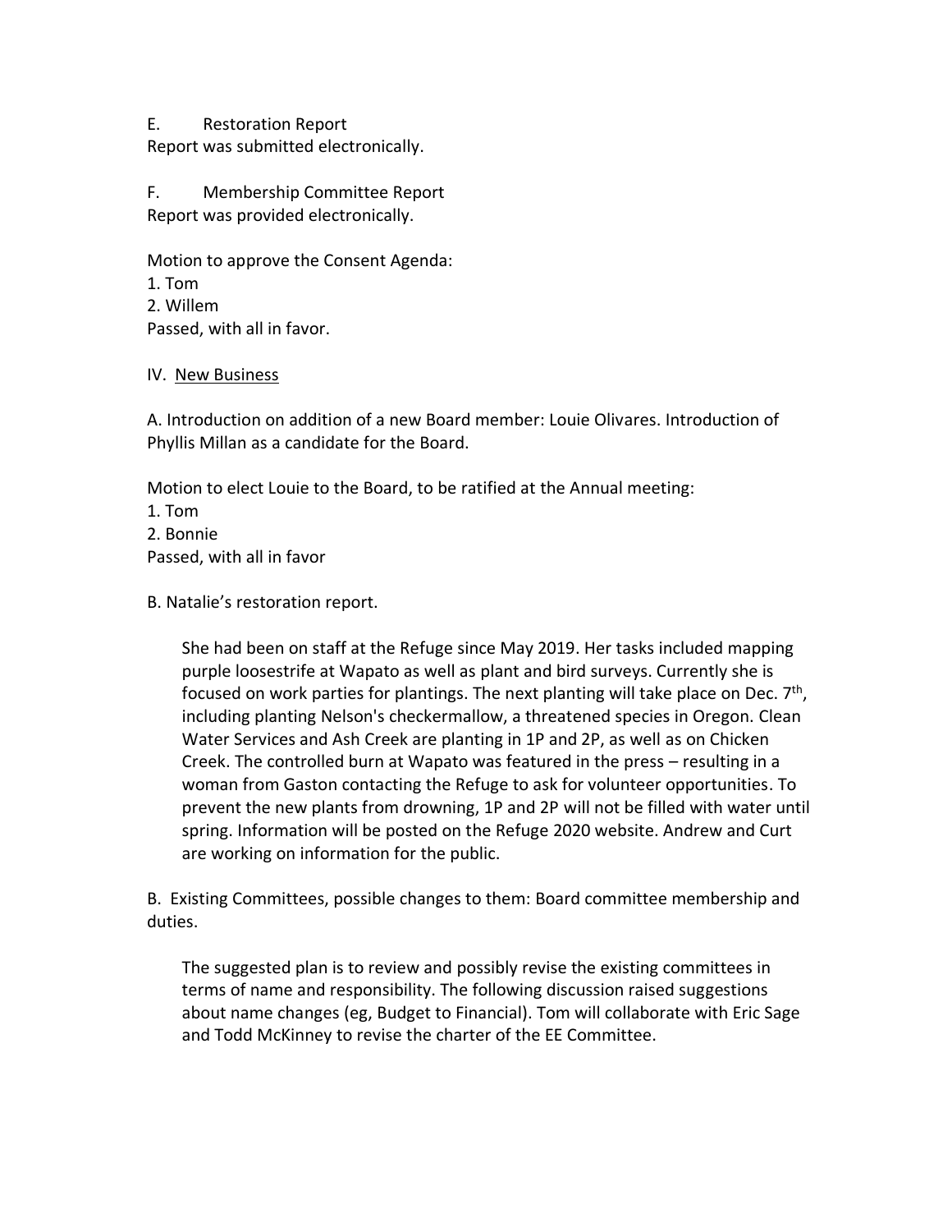E. Restoration Report
Report was submitted electronically.

F. Membership Committee Report
Report was provided electronically.

Motion to approve the Consent Agenda:
1. Tom
2. Willem
Passed, with all in favor.

IV. <u>New Business</u>

A. Introduction on addition of a new Board member: Louie Olivares. Introduction of Phyllis Millan as a candidate for the Board.

Motion to elect Louie to the Board, to be ratified at the Annual meeting:
1. Tom
2. Bonnie
Passed, with all in favor

B. Natalie's restoration report.

> She had been on staff at the Refuge since May 2019. Her tasks included mapping purple loosestrife at Wapato as well as plant and bird surveys. Currently she is focused on work parties for plantings. The next planting will take place on Dec. 7th, including planting Nelson's checkermallow, a threatened species in Oregon. Clean Water Services and Ash Creek are planting in 1P and 2P, as well as on Chicken Creek. The controlled burn at Wapato was featured in the press – resulting in a woman from Gaston contacting the Refuge to ask for volunteer opportunities. To prevent the new plants from drowning, 1P and 2P will not be filled with water until spring. Information will be posted on the Refuge 2020 website. Andrew and Curt are working on information for the public.

B. Existing Committees, possible changes to them: Board committee membership and duties.

> The suggested plan is to review and possibly revise the existing committees in terms of name and responsibility. The following discussion raised suggestions about name changes (eg, Budget to Financial). Tom will collaborate with Eric Sage and Todd McKinney to revise the charter of the EE Committee.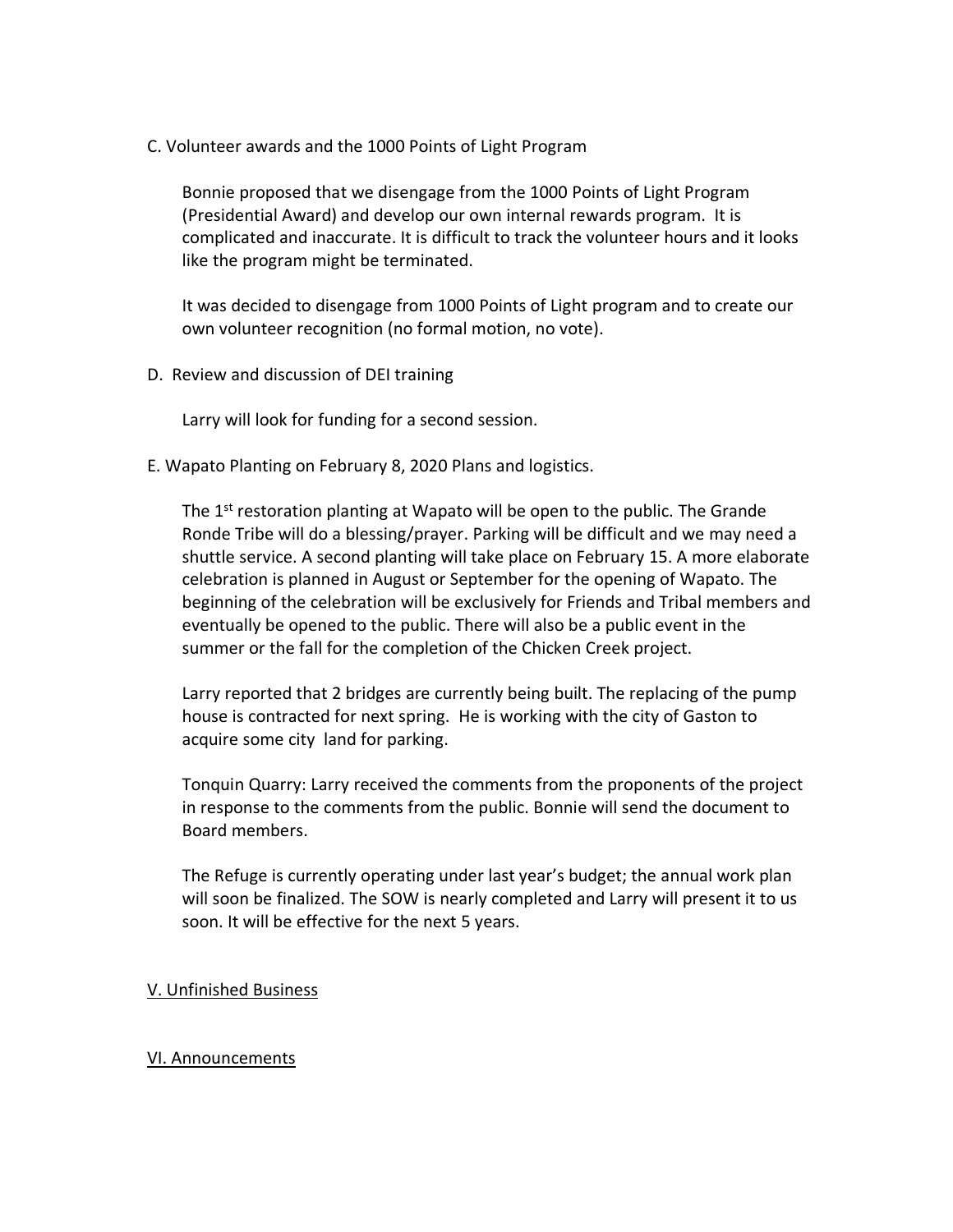C. Volunteer awards and the 1000 Points of Light Program

Bonnie proposed that we disengage from the 1000 Points of Light Program (Presidential Award) and develop our own internal rewards program. It is complicated and inaccurate. It is difficult to track the volunteer hours and it looks like the program might be terminated.

It was decided to disengage from 1000 Points of Light program and to create our own volunteer recognition (no formal motion, no vote).

D. Review and discussion of DEI training

Larry will look for funding for a second session.

E. Wapato Planting on February 8, 2020 Plans and logistics.

The 1st restoration planting at Wapato will be open to the public. The Grande Ronde Tribe will do a blessing/prayer. Parking will be difficult and we may need a shuttle service. A second planting will take place on February 15. A more elaborate celebration is planned in August or September for the opening of Wapato. The beginning of the celebration will be exclusively for Friends and Tribal members and eventually be opened to the public. There will also be a public event in the summer or the fall for the completion of the Chicken Creek project.

Larry reported that 2 bridges are currently being built. The replacing of the pump house is contracted for next spring. He is working with the city of Gaston to acquire some city land for parking.

Tonquin Quarry: Larry received the comments from the proponents of the project in response to the comments from the public. Bonnie will send the document to Board members.

The Refuge is currently operating under last year's budget; the annual work plan will soon be finalized. The SOW is nearly completed and Larry will present it to us soon. It will be effective for the next 5 years.

## V. Unfinished Business

## VI. Announcements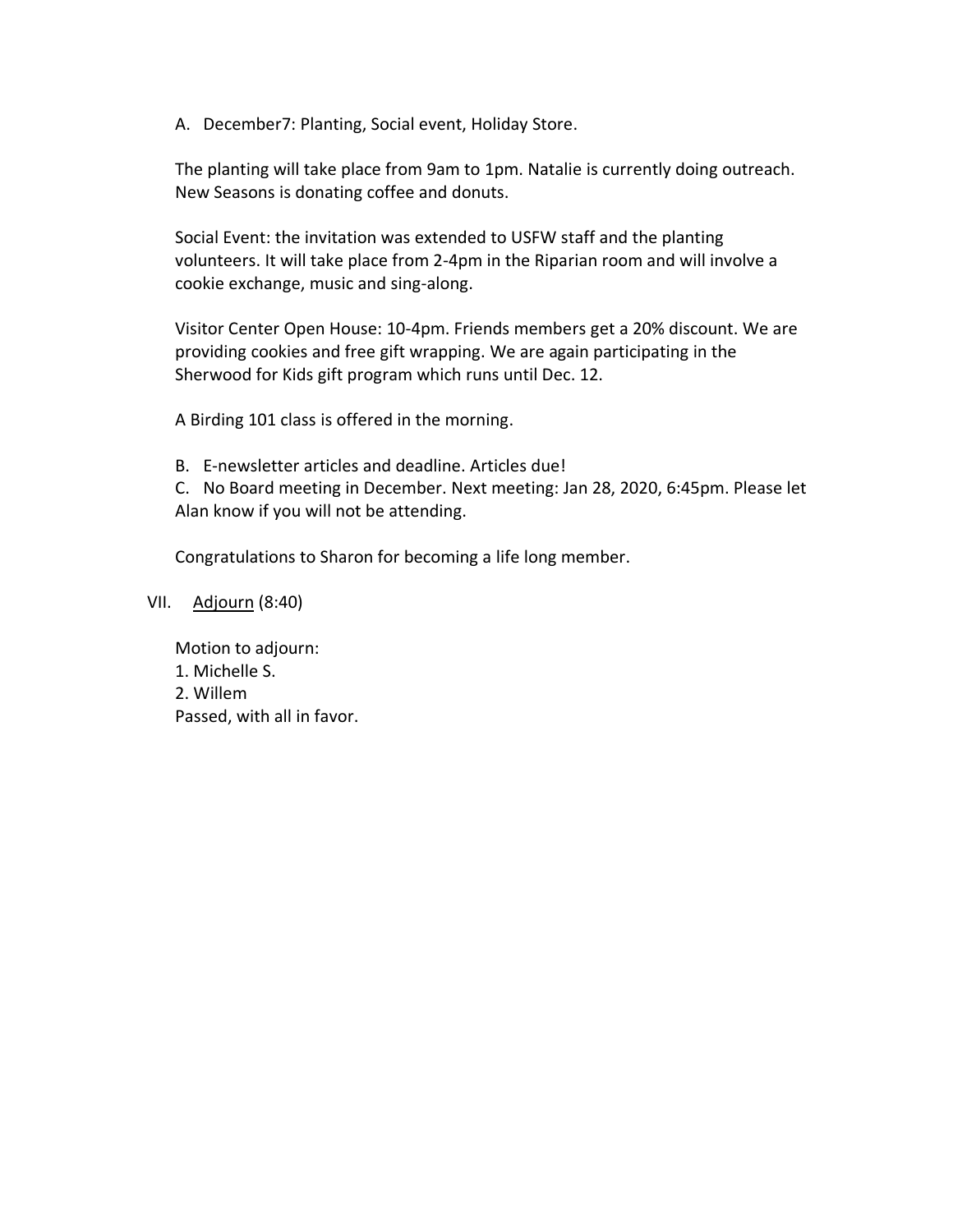A. December7: Planting, Social event, Holiday Store.

The planting will take place from 9am to 1pm. Natalie is currently doing outreach. New Seasons is donating coffee and donuts.

Social Event: the invitation was extended to USFW staff and the planting volunteers. It will take place from 2-4pm in the Riparian room and will involve a cookie exchange, music and sing-along.

Visitor Center Open House: 10-4pm. Friends members get a 20% discount. We are providing cookies and free gift wrapping. We are again participating in the Sherwood for Kids gift program which runs until Dec. 12.

A Birding 101 class is offered in the morning.

B. E-newsletter articles and deadline. Articles due!

C. No Board meeting in December. Next meeting: Jan 28, 2020, 6:45pm. Please let Alan know if you will not be attending.

Congratulations to Sharon for becoming a life long member.

VII. Adjourn (8:40)

Motion to adjourn:
1. Michelle S.
2. Willem
Passed, with all in favor.